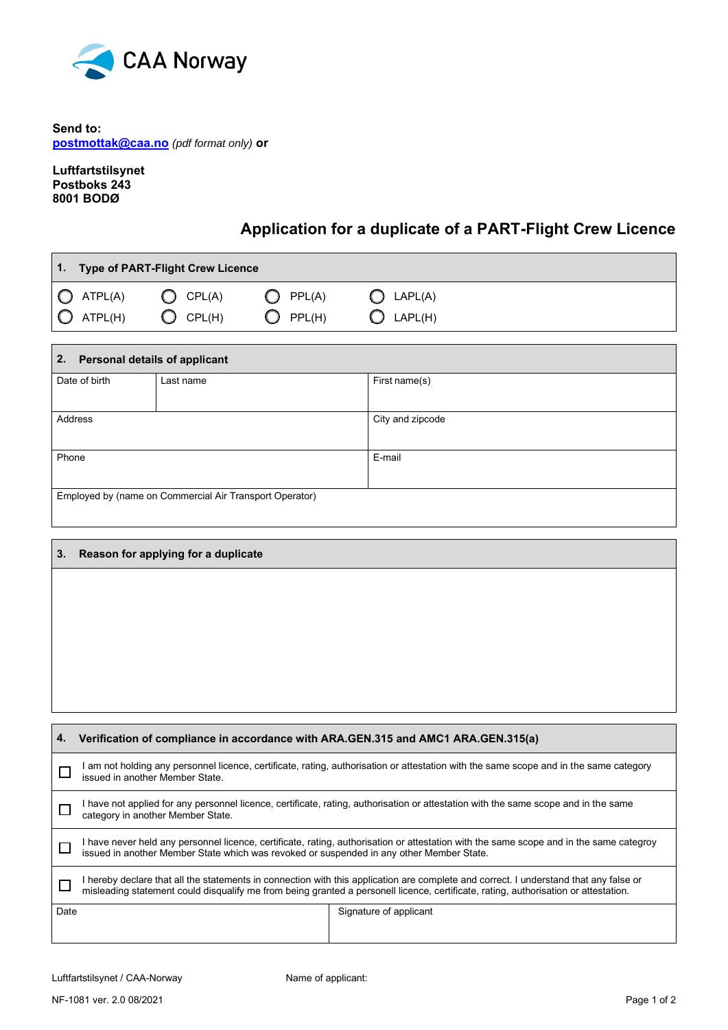CAA Norway

**Send to:**
**postmottak@caa.no** *(pdf format only)* **or**

**Luftfartstilsynet**
**Postboks 243**
**8001 BODØ**

# Application for a duplicate of a PART-Flight Crew Licence

## 1. Type of PART-Flight Crew Licence

| | | | |
|---|---|---|---|
| ◯ ATPL(A) | ◯ CPL(A) | ◯ PPL(A) | ◯ LAPL(A) |
| ◯ ATPL(H) | ◯ CPL(H) | ◯ PPL(H) | ◯ LAPL(H) |

## 2. Personal details of applicant

| Date of birth | Last name | First name(s) |
|---|---|---|
| | | |

| Address | City and zipcode |
|---|---|
| | |

| Phone | E-mail |
|---|---|
| | |

| Employed by (name on Commercial Air Transport Operator) |
|---|
| |

## 3. Reason for applying for a duplicate

## 4. Verification of compliance in accordance with ARA.GEN.315 and AMC1 ARA.GEN.315(a)

☐ I am not holding any personnel licence, certificate, rating, authorisation or attestation with the same scope and in the same category issued in another Member State.

☐ I have not applied for any personnel licence, certificate, rating, authorisation or attestation with the same scope and in the same category in another Member State.

☐ I have never held any personnel licence, certificate, rating, authorisation or attestation with the same scope and in the same categroy issued in another Member State which was revoked or suspended in any other Member State.

☐ I hereby declare that all the statements in connection with this application are complete and correct. I understand that any false or misleading statement could disqualify me from being granted a personell licence, certificate, rating, authorisation or attestation.

| Date | Signature of applicant |
|---|---|
| | |

Luftfartstilsynet / CAA-Norway Name of applicant:

NF-1081 ver. 2.0 08/2021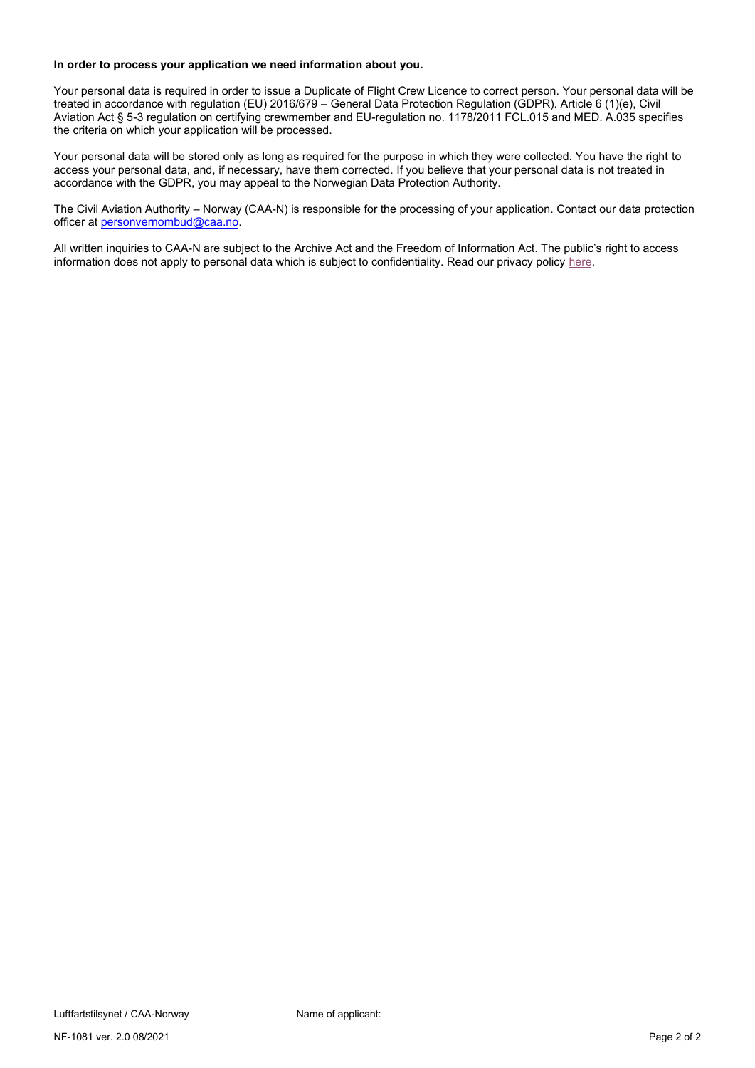**In order to process your application we need information about you.**

Your personal data is required in order to issue a Duplicate of Flight Crew Licence to correct person. Your personal data will be treated in accordance with regulation (EU) 2016/679 – General Data Protection Regulation (GDPR). Article 6 (1)(e), Civil Aviation Act § 5-3 regulation on certifying crewmember and EU-regulation no. 1178/2011 FCL.015 and MED. A.035 specifies the criteria on which your application will be processed.

Your personal data will be stored only as long as required for the purpose in which they were collected. You have the right to access your personal data, and, if necessary, have them corrected. If you believe that your personal data is not treated in accordance with the GDPR, you may appeal to the Norwegian Data Protection Authority.

The Civil Aviation Authority – Norway (CAA-N) is responsible for the processing of your application. Contact our data protection officer at personvernombud@caa.no.

All written inquiries to CAA-N are subject to the Archive Act and the Freedom of Information Act. The public's right to access information does not apply to personal data which is subject to confidentiality. Read our privacy policy here.

Name of applicant: